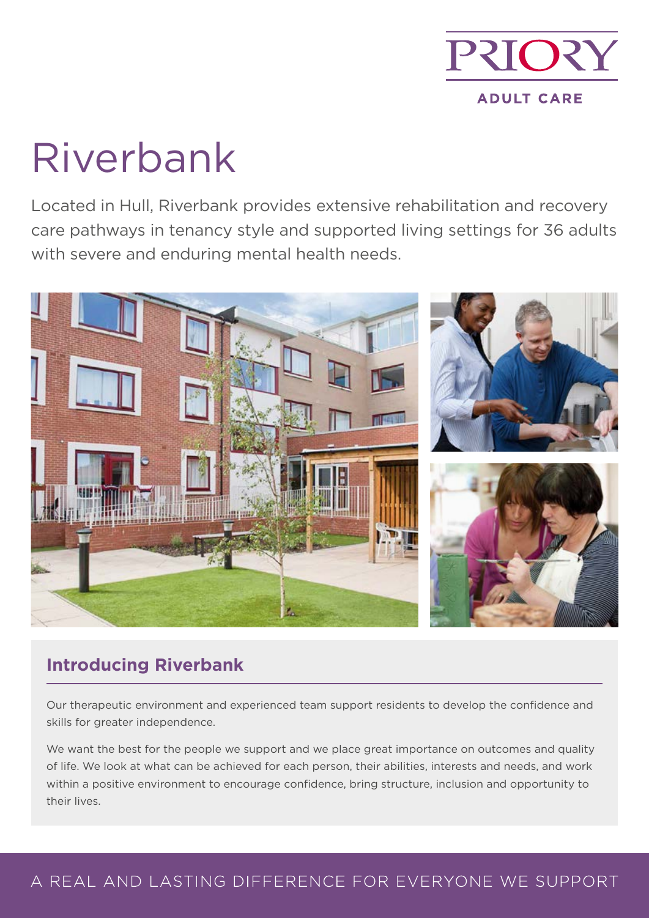PRIORY

ADULT CARE

# Riverbank

Located in Hull, Riverbank provides extensive rehabilitation and recovery care pathways in tenancy style and supported living settings for 36 adults with severe and enduring mental health needs.

## Introducing Riverbank

Our therapeutic environment and experienced team support residents to develop the confidence and skills for greater independence.

We want the best for the people we support and we place great importance on outcomes and quality of life. We look at what can be achieved for each person, their abilities, interests and needs, and work within a positive environment to encourage confidence, bring structure, inclusion and opportunity to their lives.

A REAL AND LASTING DIFFERENCE FOR EVERYONE WE SUPPORT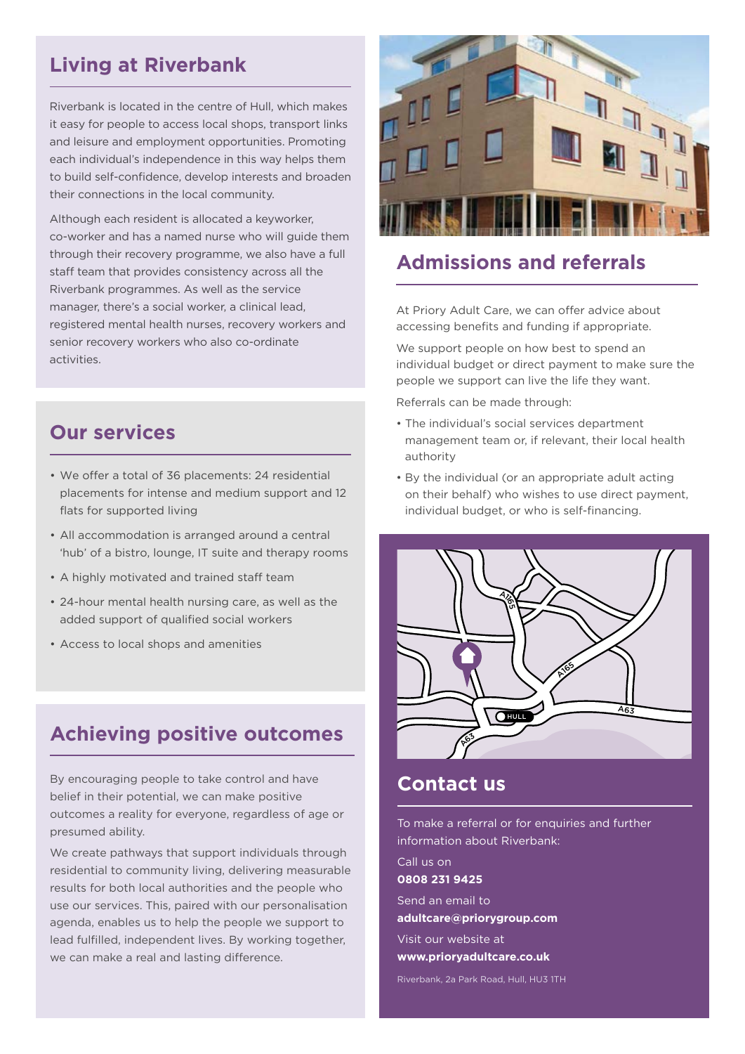## Living at Riverbank

Riverbank is located in the centre of Hull, which makes it easy for people to access local shops, transport links and leisure and employment opportunities. Promoting each individual's independence in this way helps them to build self-confidence, develop interests and broaden their connections in the local community.

Although each resident is allocated a keyworker, co-worker and has a named nurse who will guide them through their recovery programme, we also have a full staff team that provides consistency across all the Riverbank programmes. As well as the service manager, there's a social worker, a clinical lead, registered mental health nurses, recovery workers and senior recovery workers who also co-ordinate activities.

## Our services

- We offer a total of 36 placements: 24 residential placements for intense and medium support and 12 flats for supported living
- All accommodation is arranged around a central 'hub' of a bistro, lounge, IT suite and therapy rooms
- A highly motivated and trained staff team
- 24-hour mental health nursing care, as well as the added support of qualified social workers
- Access to local shops and amenities

## Achieving positive outcomes

By encouraging people to take control and have belief in their potential, we can make positive outcomes a reality for everyone, regardless of age or presumed ability.

We create pathways that support individuals through residential to community living, delivering measurable results for both local authorities and the people who use our services. This, paired with our personalisation agenda, enables us to help the people we support to lead fulfilled, independent lives. By working together, we can make a real and lasting difference.

## Admissions and referrals

At Priory Adult Care, we can offer advice about accessing benefits and funding if appropriate.

We support people on how best to spend an individual budget or direct payment to make sure the people we support can live the life they want.

Referrals can be made through:

- The individual's social services department management team or, if relevant, their local health authority
- By the individual (or an appropriate adult acting on their behalf) who wishes to use direct payment, individual budget, or who is self-financing.

A165

A165

A63

A63

HULL

## Contact us

To make a referral or for enquiries and further information about Riverbank:

Call us on
**0808 231 9425**

Send an email to
**adultcare@priorygroup.com**

Visit our website at
**www.prioryadultcare.co.uk**

Riverbank, 2a Park Road, Hull, HU3 1TH